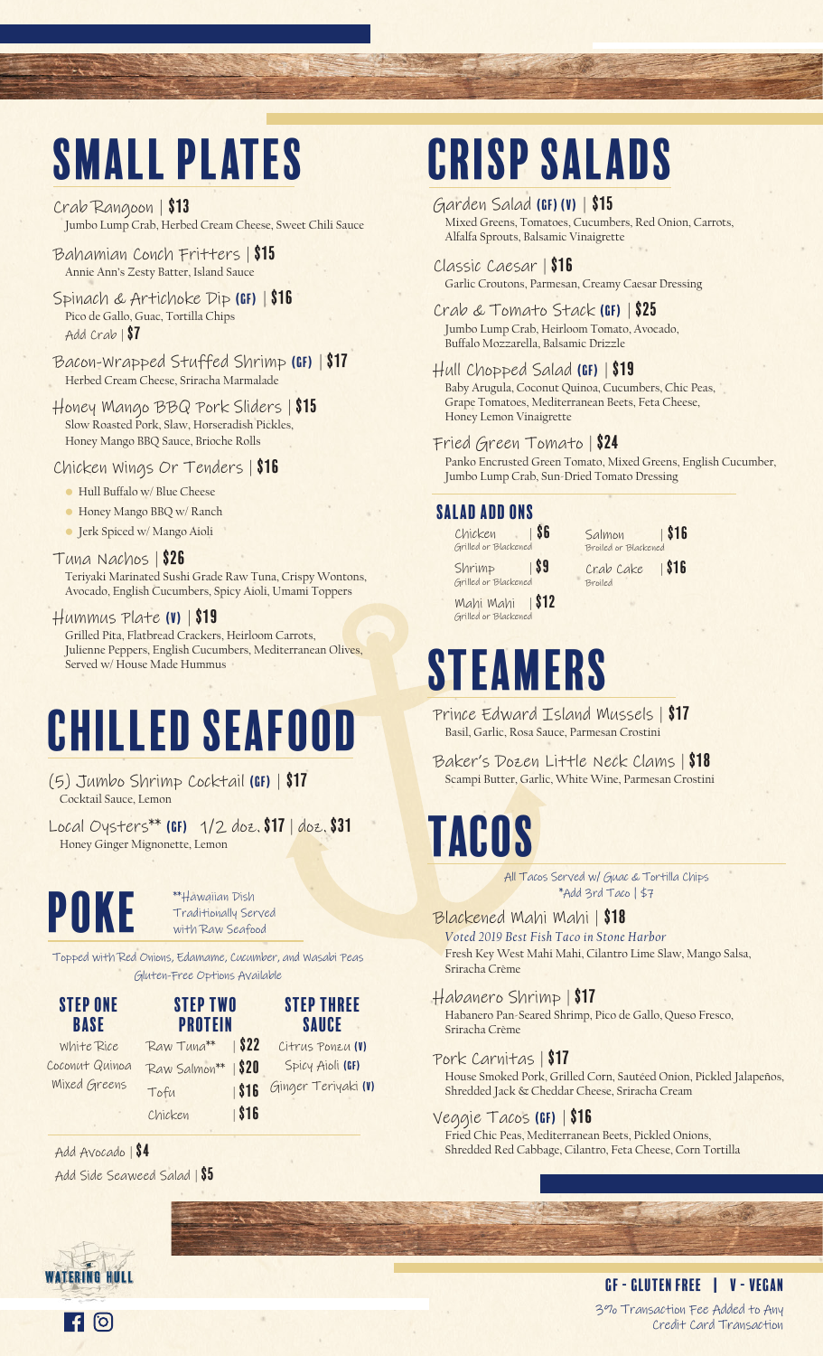# SMALL PLATES

Crab Rangoon | **$13**
Jumbo Lump Crab, Herbed Cream Cheese, Sweet Chili Sauce

Bahamian Conch Fritters | **$15**
Annie Ann's Zesty Batter, Island Sauce

Spinach & Artichoke Dip **(GF)** | **$16**
Pico de Gallo, Guac, Tortilla Chips
Add Crab | **$7**

Bacon-Wrapped Stuffed Shrimp **(GF)** | **$17**
Herbed Cream Cheese, Sriracha Marmalade

Honey Mango BBQ Pork Sliders | **$15**
Slow Roasted Pork, Slaw, Horseradish Pickles, Honey Mango BBQ Sauce, Brioche Rolls

Chicken Wings Or Tenders | **$16**

- Hull Buffalo w/ Blue Cheese
- Honey Mango BBQ w/ Ranch
- Jerk Spiced w/ Mango Aioli

Tuna Nachos | **$26**
Teriyaki Marinated Sushi Grade Raw Tuna, Crispy Wontons, Avocado, English Cucumbers, Spicy Aioli, Umami Toppers

Hummus Plate **(V)** | **$19**
Grilled Pita, Flatbread Crackers, Heirloom Carrots, Julienne Peppers, English Cucumbers, Mediterranean Olives, Served w/ House Made Hummus

# CHILLED SEAFOOD

(5) Jumbo Shrimp Cocktail **(GF)** | **$17**
Cocktail Sauce, Lemon

Local Oysters** **(GF)** 1/2 doz. **$17** | doz. **$31**
Honey Ginger Mignonette, Lemon

# POKE

**Hawaiian Dish Traditionally Served with Raw Seafood

Topped with Red Onions, Edamame, Cucumber, and Wasabi Peas
Gluten-Free Options Available

| STEP ONE BASE | STEP TWO PROTEIN | | STEP THREE SAUCE |
|---|---|---|---|
| White Rice | Raw Tuna** | $22 | Citrus Ponzu (V) |
| Coconut Quinoa | Raw Salmon** | $20 | Spicy Aioli (GF) |
| Mixed Greens | Tofu | $16 | Ginger Teriyaki (V) |
| | Chicken | $16 | |

Add Avocado | **$4**
Add Side Seaweed Salad | **$5**

# CRISP SALADS

Garden Salad **(GF) (V)** | **$15**
Mixed Greens, Tomatoes, Cucumbers, Red Onion, Carrots, Alfalfa Sprouts, Balsamic Vinaigrette

Classic Caesar | **$16**
Garlic Croutons, Parmesan, Creamy Caesar Dressing

Crab & Tomato Stack **(GF)** | **$25**
Jumbo Lump Crab, Heirloom Tomato, Avocado, Buffalo Mozzarella, Balsamic Drizzle

Hull Chopped Salad **(GF)** | **$19**
Baby Arugula, Coconut Quinoa, Cucumbers, Chic Peas, Grape Tomatoes, Mediterranean Beets, Feta Cheese, Honey Lemon Vinaigrette

Fried Green Tomato | **$24**
Panko Encrusted Green Tomato, Mixed Greens, English Cucumber, Jumbo Lump Crab, Sun-Dried Tomato Dressing

## SALAD ADD ONS

| | | | |
|---|---|---|---|
| Chicken (Grilled or Blackened) | $6 | Salmon (Broiled or Blackened) | $16 |
| Shrimp (Grilled or Blackened) | $9 | Crab Cake (Broiled) | $16 |
| Mahi Mahi (Grilled or Blackened) | $12 | | |

# STEAMERS

Prince Edward Island Mussels | **$17**
Basil, Garlic, Rosa Sauce, Parmesan Crostini

Baker's Dozen Little Neck Clams | **$18**
Scampi Butter, Garlic, White Wine, Parmesan Crostini

# TACOS

All Tacos Served w/ Guac & Tortilla Chips
*Add 3rd Taco | $7

Blackened Mahi Mahi | **$18**
*Voted 2019 Best Fish Taco in Stone Harbor*
Fresh Key West Mahi Mahi, Cilantro Lime Slaw, Mango Salsa, Sriracha Crème

Habanero Shrimp | **$17**
Habanero Pan-Seared Shrimp, Pico de Gallo, Queso Fresco, Sriracha Crème

Pork Carnitas | **$17**
House Smoked Pork, Grilled Corn, Sautéed Onion, Pickled Jalapeños, Shredded Jack & Cheddar Cheese, Sriracha Cream

Veggie Tacos **(GF)** | **$16**
Fried Chic Peas, Mediterranean Beets, Pickled Onions, Shredded Red Cabbage, Cilantro, Feta Cheese, Corn Tortilla

WATERING HULL

**GF - GLUTEN FREE | V - VEGAN**

3% Transaction Fee Added to Any Credit Card Transaction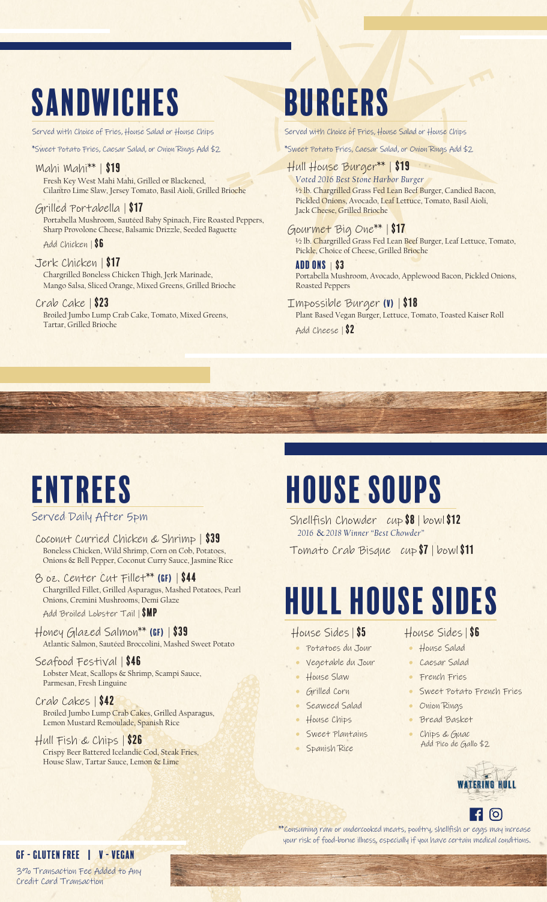# SANDWICHES

Served with Choice of Fries, House Salad or House Chips

*Sweet Potato Fries, Caesar Salad, or Onion Rings Add $2

### Mahi Mahi** | $19

Fresh Key West Mahi Mahi, Grilled or Blackened, Cilantro Lime Slaw, Jersey Tomato, Basil Aioli, Grilled Brioche

### Grilled Portabella | $17

Portabella Mushroom, Sautéed Baby Spinach, Fire Roasted Peppers, Sharp Provolone Cheese, Balsamic Drizzle, Seeded Baguette

Add Chicken | $6

### Jerk Chicken | $17

Chargrilled Boneless Chicken Thigh, Jerk Marinade, Mango Salsa, Sliced Orange, Mixed Greens, Grilled Brioche

### Crab Cake | $23

Broiled Jumbo Lump Crab Cake, Tomato, Mixed Greens, Tartar, Grilled Brioche

# BURGERS

Served with Choice of Fries, House Salad or House Chips

*Sweet Potato Fries, Caesar Salad, or Onion Rings Add $2

### Hull House Burger** | $19

*Voted 2016 Best Stone Harbor Burger*

½ lb. Chargrilled Grass Fed Lean Beef Burger, Candied Bacon, Pickled Onions, Avocado, Leaf Lettuce, Tomato, Basil Aioli, Jack Cheese, Grilled Brioche

### Gourmet Big One** | $17

½ lb. Chargrilled Grass Fed Lean Beef Burger, Leaf Lettuce, Tomato, Pickle, Choice of Cheese, Grilled Brioche

**ADD ONS** | $3

Portabella Mushroom, Avocado, Applewood Bacon, Pickled Onions, Roasted Peppers

### Impossible Burger (V) | $18

Plant Based Vegan Burger, Lettuce, Tomato, Toasted Kaiser Roll

Add Cheese | $2

# ENTREES

Served Daily After 5pm

### Coconut Curried Chicken & Shrimp | $39

Boneless Chicken, Wild Shrimp, Corn on Cob, Potatoes, Onions & Bell Pepper, Coconut Curry Sauce, Jasmine Rice

### 8 oz. Center Cut Fillet** (GF) | $44

Chargrilled Fillet, Grilled Asparagus, Mashed Potatoes, Pearl Onions, Cremini Mushrooms, Demi Glaze

Add Broiled Lobster Tail | $MP

### Honey Glazed Salmon** (GF) | $39

Atlantic Salmon, Sautéed Broccolini, Mashed Sweet Potato

### Seafood Festival | $46

Lobster Meat, Scallops & Shrimp, Scampi Sauce, Parmesan, Fresh Linguine

### Crab Cakes | $42

Broiled Jumbo Lump Crab Cakes, Grilled Asparagus, Lemon Mustard Remoulade, Spanish Rice

### Hull Fish & Chips | $26

Crispy Beer Battered Icelandic Cod, Steak Fries, House Slaw, Tartar Sauce, Lemon & Lime

# HOUSE SOUPS

Shellfish Chowder cup $8 | bowl $12

*2016 & 2018 Winner "Best Chowder"*

Tomato Crab Bisque cup $7 | bowl $11

# HULL HOUSE SIDES

### House Sides | $5

- Potatoes du Jour
- Vegetable du Jour
- House Slaw
- Grilled Corn
- Seaweed Salad
- House Chips
- Sweet Plantains
- Spanish Rice

### House Sides | $6

- House Salad
- Caesar Salad
- French Fries
- Sweet Potato French Fries
- Onion Rings
- Bread Basket
- Chips & Guac
  Add Pico de Gallo $2

WATERING HULL

**Consuming raw or undercooked meats, poultry, shellfish or eggs may increase your risk of food-borne illness, especially if you have certain medical conditions.

**GF - GLUTEN FREE | V - VEGAN**

3% Transaction Fee Added to Any Credit Card Transaction